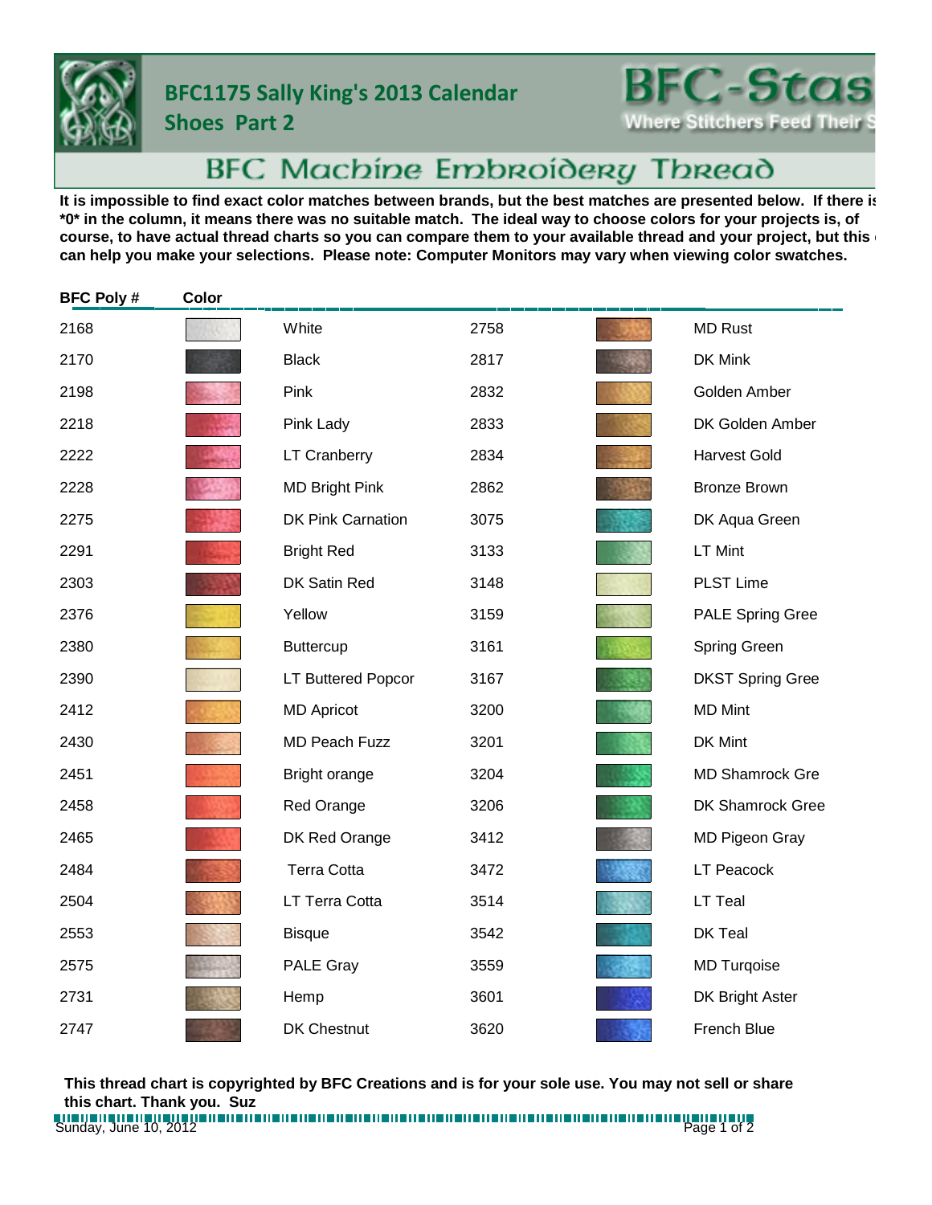# BFC1175 Sally King's 2013 Calendar
## Shoes Part 2

BFC-Stas — Where Stitchers Feed Their S

## BFC Machine Embroidery Thread

**It is impossible to find exact color matches between brands, but the best matches are presented below. If there is *0* in the column, it means there was no suitable match. The ideal way to choose colors for your projects is, of course, to have actual thread charts so you can compare them to your available thread and your project, but this can help you make your selections. Please note: Computer Monitors may vary when viewing color swatches.**

| BFC Poly # | Color | | BFC Poly # | Color | |
|---|---|---|---|---|---|
| 2168 | | White | 2758 | | MD Rust |
| 2170 | | Black | 2817 | | DK Mink |
| 2198 | | Pink | 2832 | | Golden Amber |
| 2218 | | Pink Lady | 2833 | | DK Golden Amber |
| 2222 | | LT Cranberry | 2834 | | Harvest Gold |
| 2228 | | MD Bright Pink | 2862 | | Bronze Brown |
| 2275 | | DK Pink Carnation | 3075 | | DK Aqua Green |
| 2291 | | Bright Red | 3133 | | LT Mint |
| 2303 | | DK Satin Red | 3148 | | PLST Lime |
| 2376 | | Yellow | 3159 | | PALE Spring Gree |
| 2380 | | Buttercup | 3161 | | Spring Green |
| 2390 | | LT Buttered Popcor | 3167 | | DKST Spring Gree |
| 2412 | | MD Apricot | 3200 | | MD Mint |
| 2430 | | MD Peach Fuzz | 3201 | | DK Mint |
| 2451 | | Bright orange | 3204 | | MD Shamrock Gre |
| 2458 | | Red Orange | 3206 | | DK Shamrock Gree |
| 2465 | | DK Red Orange | 3412 | | MD Pigeon Gray |
| 2484 | | Terra Cotta | 3472 | | LT Peacock |
| 2504 | | LT Terra Cotta | 3514 | | LT Teal |
| 2553 | | Bisque | 3542 | | DK Teal |
| 2575 | | PALE Gray | 3559 | | MD Turqoise |
| 2731 | | Hemp | 3601 | | DK Bright Aster |
| 2747 | | DK Chestnut | 3620 | | French Blue |

**This thread chart is copyrighted by BFC Creations and is for your sole use. You may not sell or share this chart. Thank you. Suz**

Sunday, June 10, 2012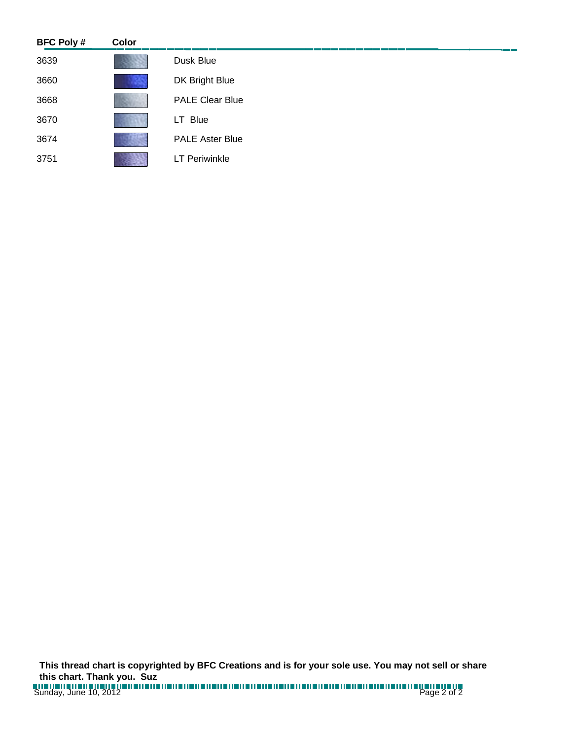| BFC Poly # | Color | |
| --- | --- | --- |
| 3639 | | Dusk Blue |
| 3660 | | DK Bright Blue |
| 3668 | | PALE Clear Blue |
| 3670 | | LT  Blue |
| 3674 | | PALE Aster Blue |
| 3751 | | LT Periwinkle |

**This thread chart is copyrighted by BFC Creations and is for your sole use. You may not sell or share this chart. Thank you.  Suz**

Sunday, June 10, 2012